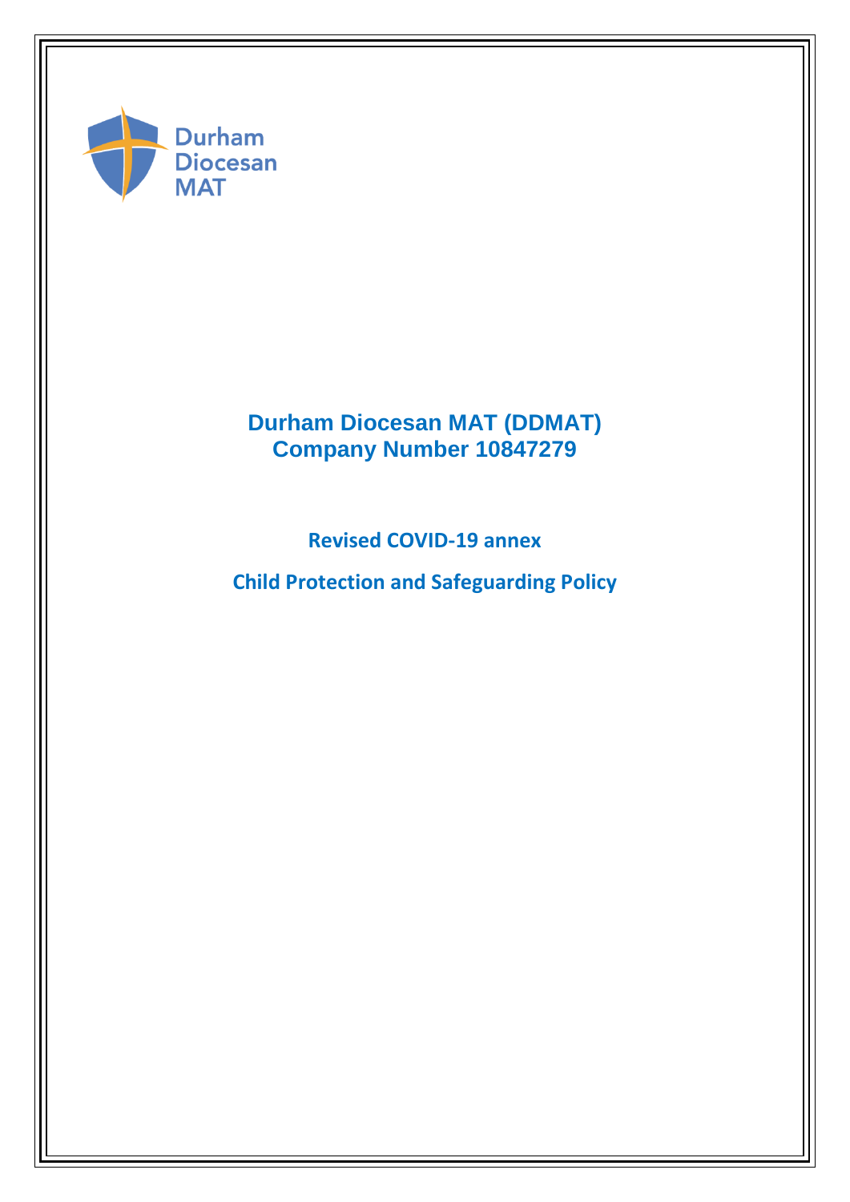Durham
Diocesan
MAT

# Durham Diocesan MAT (DDMAT)
# Company Number 10847279

## Revised COVID-19 annex

## Child Protection and Safeguarding Policy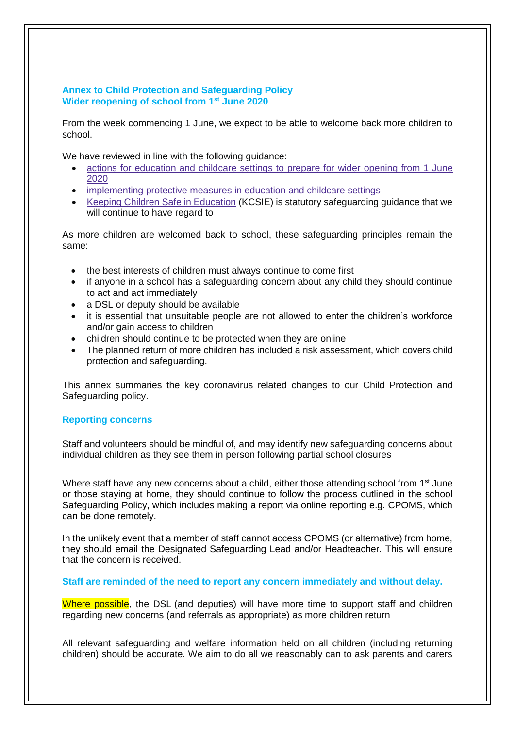## Annex to Child Protection and Safeguarding Policy
## Wider reopening of school from 1st June 2020

From the week commencing 1 June, we expect to be able to welcome back more children to school.

We have reviewed in line with the following guidance:

- actions for education and childcare settings to prepare for wider opening from 1 June 2020
- implementing protective measures in education and childcare settings
- Keeping Children Safe in Education (KCSIE) is statutory safeguarding guidance that we will continue to have regard to

As more children are welcomed back to school, these safeguarding principles remain the same:

- the best interests of children must always continue to come first
- if anyone in a school has a safeguarding concern about any child they should continue to act and act immediately
- a DSL or deputy should be available
- it is essential that unsuitable people are not allowed to enter the children's workforce and/or gain access to children
- children should continue to be protected when they are online
- The planned return of more children has included a risk assessment, which covers child protection and safeguarding.

This annex summaries the key coronavirus related changes to our Child Protection and Safeguarding policy.

### Reporting concerns

Staff and volunteers should be mindful of, and may identify new safeguarding concerns about individual children as they see them in person following partial school closures

Where staff have any new concerns about a child, either those attending school from 1st June or those staying at home, they should continue to follow the process outlined in the school Safeguarding Policy, which includes making a report via online reporting e.g. CPOMS, which can be done remotely.

In the unlikely event that a member of staff cannot access CPOMS (or alternative) from home, they should email the Designated Safeguarding Lead and/or Headteacher. This will ensure that the concern is received.

**Staff are reminded of the need to report any concern immediately and without delay.**

Where possible, the DSL (and deputies) will have more time to support staff and children regarding new concerns (and referrals as appropriate) as more children return

All relevant safeguarding and welfare information held on all children (including returning children) should be accurate. We aim to do all we reasonably can to ask parents and carers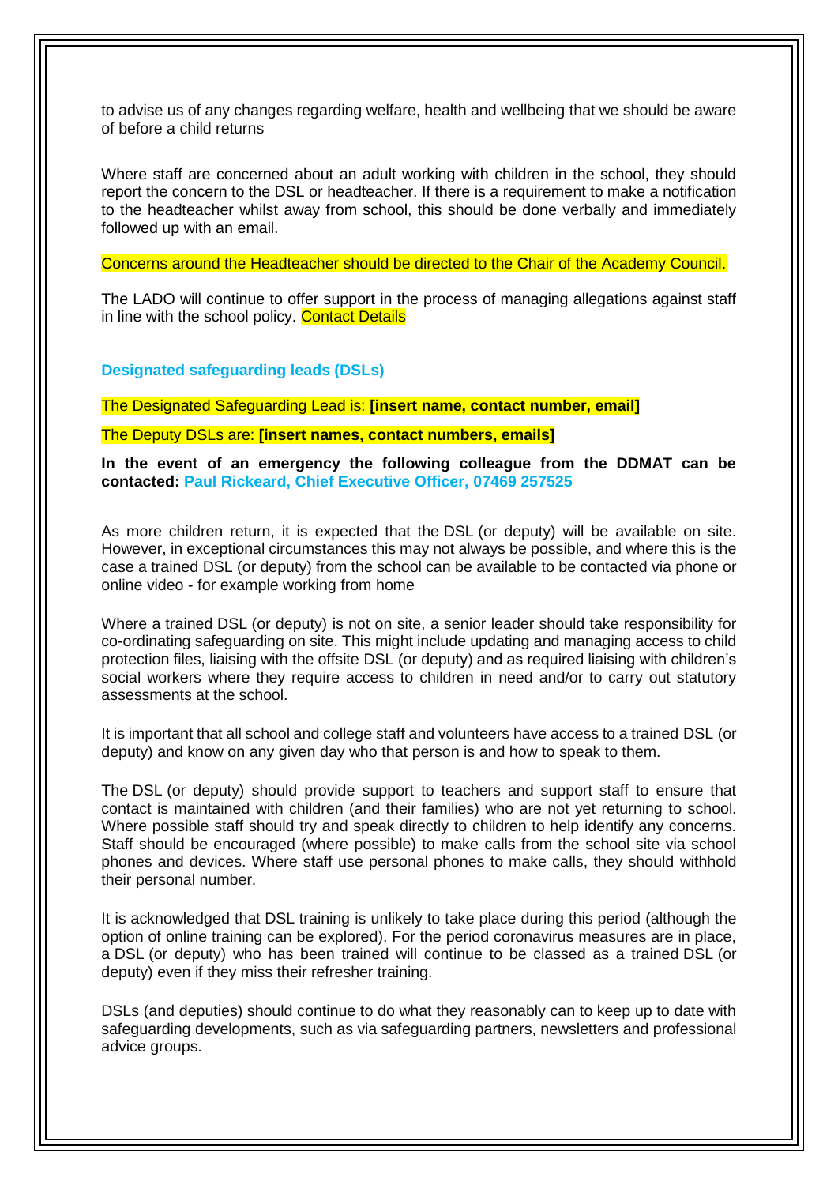to advise us of any changes regarding welfare, health and wellbeing that we should be aware of before a child returns

Where staff are concerned about an adult working with children in the school, they should report the concern to the DSL or headteacher. If there is a requirement to make a notification to the headteacher whilst away from school, this should be done verbally and immediately followed up with an email.

Concerns around the Headteacher should be directed to the Chair of the Academy Council.

The LADO will continue to offer support in the process of managing allegations against staff in line with the school policy. Contact Details

### Designated safeguarding leads (DSLs)

The Designated Safeguarding Lead is: **[insert name, contact number, email]**

The Deputy DSLs are: **[insert names, contact numbers, emails]**

**In the event of an emergency the following colleague from the DDMAT can be contacted: Paul Rickeard, Chief Executive Officer, 07469 257525**

As more children return, it is expected that the DSL (or deputy) will be available on site. However, in exceptional circumstances this may not always be possible, and where this is the case a trained DSL (or deputy) from the school can be available to be contacted via phone or online video - for example working from home

Where a trained DSL (or deputy) is not on site, a senior leader should take responsibility for co-ordinating safeguarding on site. This might include updating and managing access to child protection files, liaising with the offsite DSL (or deputy) and as required liaising with children's social workers where they require access to children in need and/or to carry out statutory assessments at the school.

It is important that all school and college staff and volunteers have access to a trained DSL (or deputy) and know on any given day who that person is and how to speak to them.

The DSL (or deputy) should provide support to teachers and support staff to ensure that contact is maintained with children (and their families) who are not yet returning to school. Where possible staff should try and speak directly to children to help identify any concerns. Staff should be encouraged (where possible) to make calls from the school site via school phones and devices. Where staff use personal phones to make calls, they should withhold their personal number.

It is acknowledged that DSL training is unlikely to take place during this period (although the option of online training can be explored). For the period coronavirus measures are in place, a DSL (or deputy) who has been trained will continue to be classed as a trained DSL (or deputy) even if they miss their refresher training.

DSLs (and deputies) should continue to do what they reasonably can to keep up to date with safeguarding developments, such as via safeguarding partners, newsletters and professional advice groups.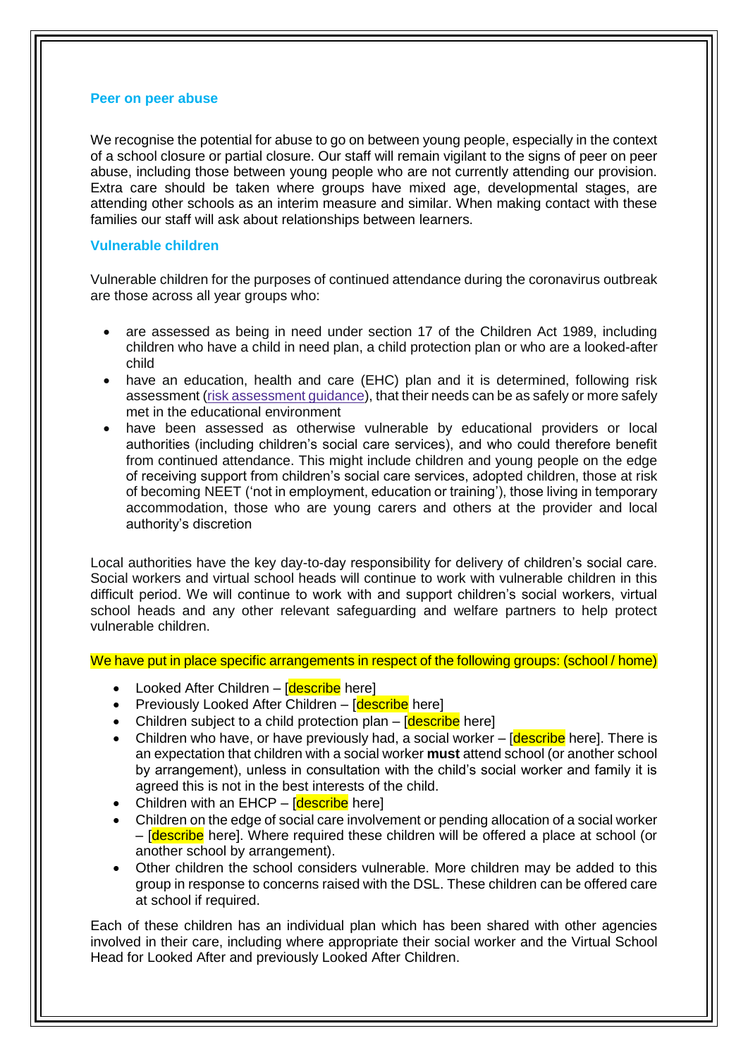### Peer on peer abuse

We recognise the potential for abuse to go on between young people, especially in the context of a school closure or partial closure. Our staff will remain vigilant to the signs of peer on peer abuse, including those between young people who are not currently attending our provision. Extra care should be taken where groups have mixed age, developmental stages, are attending other schools as an interim measure and similar. When making contact with these families our staff will ask about relationships between learners.

### Vulnerable children

Vulnerable children for the purposes of continued attendance during the coronavirus outbreak are those across all year groups who:

- are assessed as being in need under section 17 of the Children Act 1989, including children who have a child in need plan, a child protection plan or who are a looked-after child
- have an education, health and care (EHC) plan and it is determined, following risk assessment (risk assessment guidance), that their needs can be as safely or more safely met in the educational environment
- have been assessed as otherwise vulnerable by educational providers or local authorities (including children's social care services), and who could therefore benefit from continued attendance. This might include children and young people on the edge of receiving support from children's social care services, adopted children, those at risk of becoming NEET ('not in employment, education or training'), those living in temporary accommodation, those who are young carers and others at the provider and local authority's discretion

Local authorities have the key day-to-day responsibility for delivery of children's social care. Social workers and virtual school heads will continue to work with vulnerable children in this difficult period. We will continue to work with and support children's social workers, virtual school heads and any other relevant safeguarding and welfare partners to help protect vulnerable children.

We have put in place specific arrangements in respect of the following groups: (school / home)

- Looked After Children – [describe here]
- Previously Looked After Children – [describe here]
- Children subject to a child protection plan – [describe here]
- Children who have, or have previously had, a social worker – [describe here]. There is an expectation that children with a social worker **must** attend school (or another school by arrangement), unless in consultation with the child's social worker and family it is agreed this is not in the best interests of the child.
- Children with an EHCP – [describe here]
- Children on the edge of social care involvement or pending allocation of a social worker – [describe here]. Where required these children will be offered a place at school (or another school by arrangement).
- Other children the school considers vulnerable. More children may be added to this group in response to concerns raised with the DSL. These children can be offered care at school if required.

Each of these children has an individual plan which has been shared with other agencies involved in their care, including where appropriate their social worker and the Virtual School Head for Looked After and previously Looked After Children.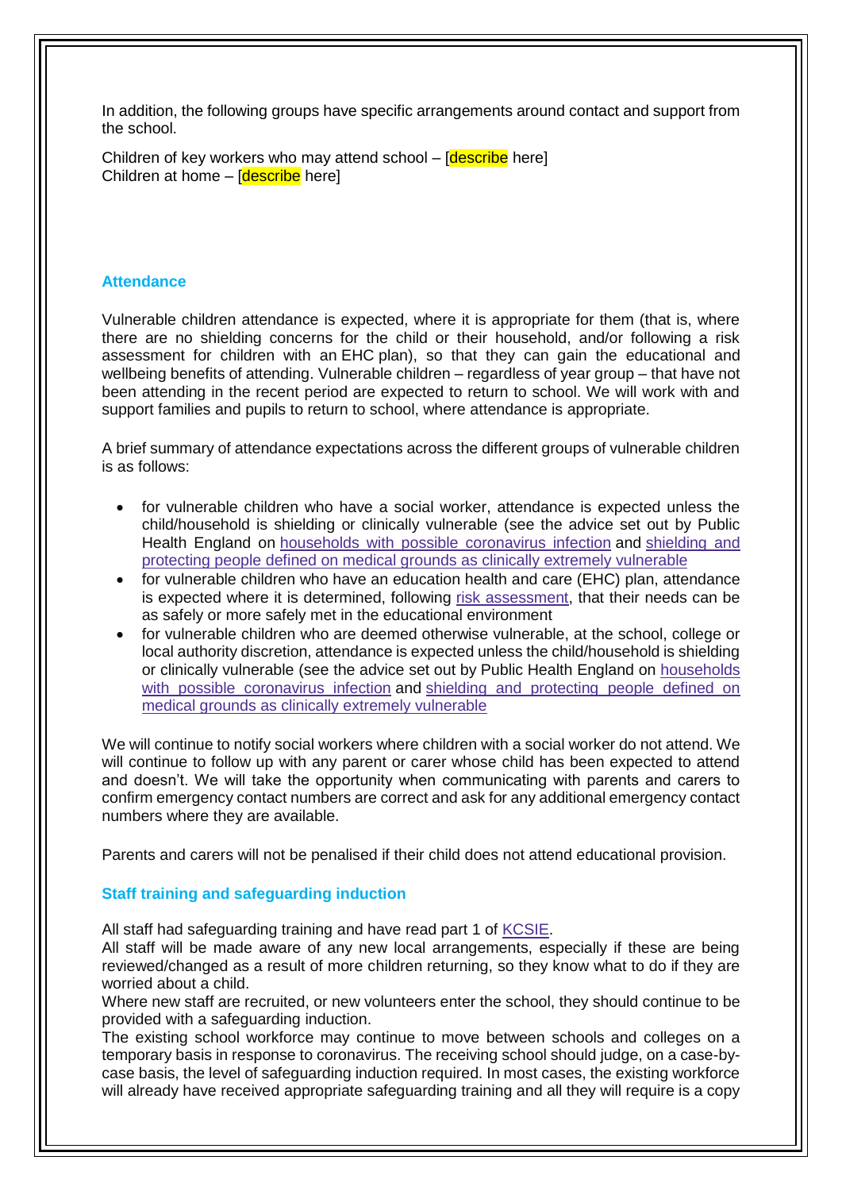In addition, the following groups have specific arrangements around contact and support from the school.

Children of key workers who may attend school – [describe here]
Children at home – [describe here]

## Attendance

Vulnerable children attendance is expected, where it is appropriate for them (that is, where there are no shielding concerns for the child or their household, and/or following a risk assessment for children with an EHC plan), so that they can gain the educational and wellbeing benefits of attending. Vulnerable children – regardless of year group – that have not been attending in the recent period are expected to return to school. We will work with and support families and pupils to return to school, where attendance is appropriate.

A brief summary of attendance expectations across the different groups of vulnerable children is as follows:

- for vulnerable children who have a social worker, attendance is expected unless the child/household is shielding or clinically vulnerable (see the advice set out by Public Health England on households with possible coronavirus infection and shielding and protecting people defined on medical grounds as clinically extremely vulnerable
- for vulnerable children who have an education health and care (EHC) plan, attendance is expected where it is determined, following risk assessment, that their needs can be as safely or more safely met in the educational environment
- for vulnerable children who are deemed otherwise vulnerable, at the school, college or local authority discretion, attendance is expected unless the child/household is shielding or clinically vulnerable (see the advice set out by Public Health England on households with possible coronavirus infection and shielding and protecting people defined on medical grounds as clinically extremely vulnerable

We will continue to notify social workers where children with a social worker do not attend. We will continue to follow up with any parent or carer whose child has been expected to attend and doesn't. We will take the opportunity when communicating with parents and carers to confirm emergency contact numbers are correct and ask for any additional emergency contact numbers where they are available.

Parents and carers will not be penalised if their child does not attend educational provision.

## Staff training and safeguarding induction

All staff had safeguarding training and have read part 1 of KCSIE.
All staff will be made aware of any new local arrangements, especially if these are being reviewed/changed as a result of more children returning, so they know what to do if they are worried about a child.
Where new staff are recruited, or new volunteers enter the school, they should continue to be provided with a safeguarding induction.
The existing school workforce may continue to move between schools and colleges on a temporary basis in response to coronavirus. The receiving school should judge, on a case-by-case basis, the level of safeguarding induction required. In most cases, the existing workforce will already have received appropriate safeguarding training and all they will require is a copy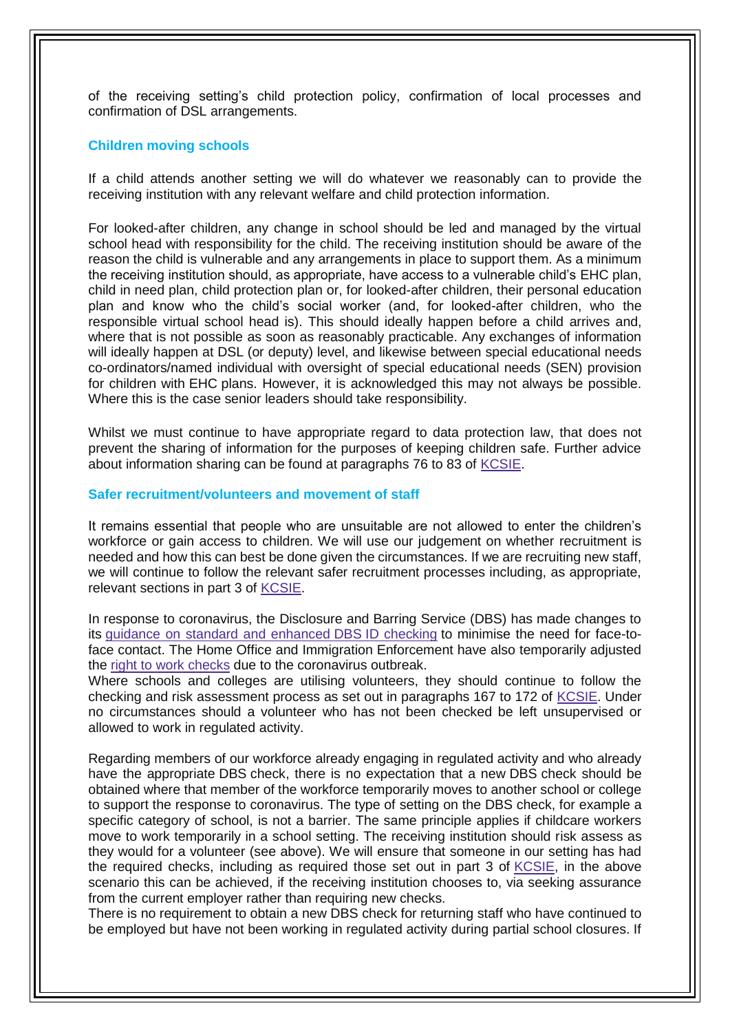of the receiving setting's child protection policy, confirmation of local processes and confirmation of DSL arrangements.

### Children moving schools

If a child attends another setting we will do whatever we reasonably can to provide the receiving institution with any relevant welfare and child protection information.

For looked-after children, any change in school should be led and managed by the virtual school head with responsibility for the child. The receiving institution should be aware of the reason the child is vulnerable and any arrangements in place to support them. As a minimum the receiving institution should, as appropriate, have access to a vulnerable child's EHC plan, child in need plan, child protection plan or, for looked-after children, their personal education plan and know who the child's social worker (and, for looked-after children, who the responsible virtual school head is). This should ideally happen before a child arrives and, where that is not possible as soon as reasonably practicable. Any exchanges of information will ideally happen at DSL (or deputy) level, and likewise between special educational needs co-ordinators/named individual with oversight of special educational needs (SEN) provision for children with EHC plans. However, it is acknowledged this may not always be possible. Where this is the case senior leaders should take responsibility.

Whilst we must continue to have appropriate regard to data protection law, that does not prevent the sharing of information for the purposes of keeping children safe. Further advice about information sharing can be found at paragraphs 76 to 83 of KCSIE.

### Safer recruitment/volunteers and movement of staff

It remains essential that people who are unsuitable are not allowed to enter the children's workforce or gain access to children. We will use our judgement on whether recruitment is needed and how this can best be done given the circumstances. If we are recruiting new staff, we will continue to follow the relevant safer recruitment processes including, as appropriate, relevant sections in part 3 of KCSIE.

In response to coronavirus, the Disclosure and Barring Service (DBS) has made changes to its guidance on standard and enhanced DBS ID checking to minimise the need for face-to-face contact. The Home Office and Immigration Enforcement have also temporarily adjusted the right to work checks due to the coronavirus outbreak.
Where schools and colleges are utilising volunteers, they should continue to follow the checking and risk assessment process as set out in paragraphs 167 to 172 of KCSIE. Under no circumstances should a volunteer who has not been checked be left unsupervised or allowed to work in regulated activity.

Regarding members of our workforce already engaging in regulated activity and who already have the appropriate DBS check, there is no expectation that a new DBS check should be obtained where that member of the workforce temporarily moves to another school or college to support the response to coronavirus. The type of setting on the DBS check, for example a specific category of school, is not a barrier. The same principle applies if childcare workers move to work temporarily in a school setting. The receiving institution should risk assess as they would for a volunteer (see above). We will ensure that someone in our setting has had the required checks, including as required those set out in part 3 of KCSIE, in the above scenario this can be achieved, if the receiving institution chooses to, via seeking assurance from the current employer rather than requiring new checks.
There is no requirement to obtain a new DBS check for returning staff who have continued to be employed but have not been working in regulated activity during partial school closures. If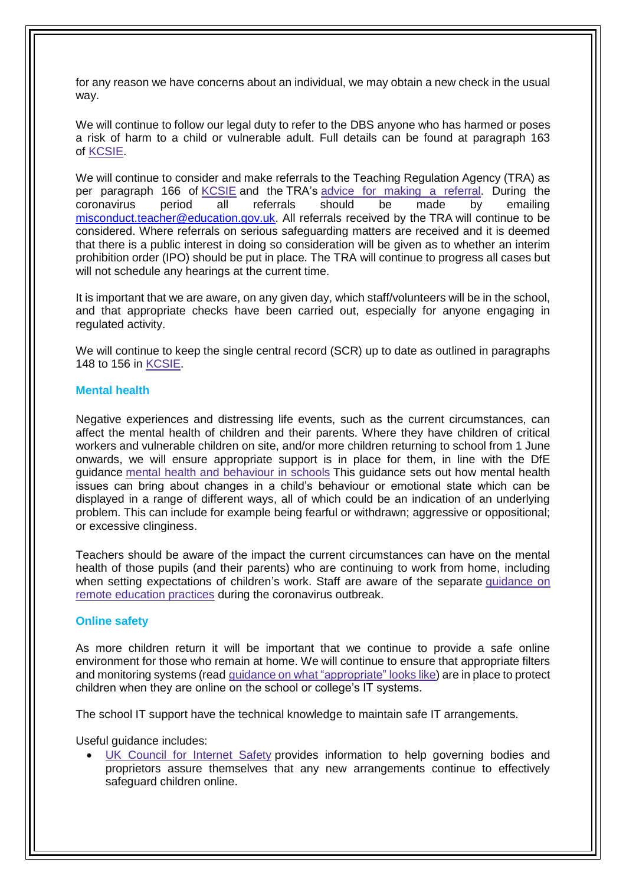for any reason we have concerns about an individual, we may obtain a new check in the usual way.

We will continue to follow our legal duty to refer to the DBS anyone who has harmed or poses a risk of harm to a child or vulnerable adult. Full details can be found at paragraph 163 of KCSIE.

We will continue to consider and make referrals to the Teaching Regulation Agency (TRA) as per paragraph 166 of KCSIE and the TRA's advice for making a referral. During the coronavirus period all referrals should be made by emailing misconduct.teacher@education.gov.uk. All referrals received by the TRA will continue to be considered. Where referrals on serious safeguarding matters are received and it is deemed that there is a public interest in doing so consideration will be given as to whether an interim prohibition order (IPO) should be put in place. The TRA will continue to progress all cases but will not schedule any hearings at the current time.

It is important that we are aware, on any given day, which staff/volunteers will be in the school, and that appropriate checks have been carried out, especially for anyone engaging in regulated activity.

We will continue to keep the single central record (SCR) up to date as outlined in paragraphs 148 to 156 in KCSIE.

### Mental health

Negative experiences and distressing life events, such as the current circumstances, can affect the mental health of children and their parents. Where they have children of critical workers and vulnerable children on site, and/or more children returning to school from 1 June onwards, we will ensure appropriate support is in place for them, in line with the DfE guidance mental health and behaviour in schools This guidance sets out how mental health issues can bring about changes in a child's behaviour or emotional state which can be displayed in a range of different ways, all of which could be an indication of an underlying problem. This can include for example being fearful or withdrawn; aggressive or oppositional; or excessive clinginess.

Teachers should be aware of the impact the current circumstances can have on the mental health of those pupils (and their parents) who are continuing to work from home, including when setting expectations of children's work. Staff are aware of the separate guidance on remote education practices during the coronavirus outbreak.

### Online safety

As more children return it will be important that we continue to provide a safe online environment for those who remain at home. We will continue to ensure that appropriate filters and monitoring systems (read guidance on what "appropriate" looks like) are in place to protect children when they are online on the school or college's IT systems.

The school IT support have the technical knowledge to maintain safe IT arrangements.

Useful guidance includes:

- UK Council for Internet Safety provides information to help governing bodies and proprietors assure themselves that any new arrangements continue to effectively safeguard children online.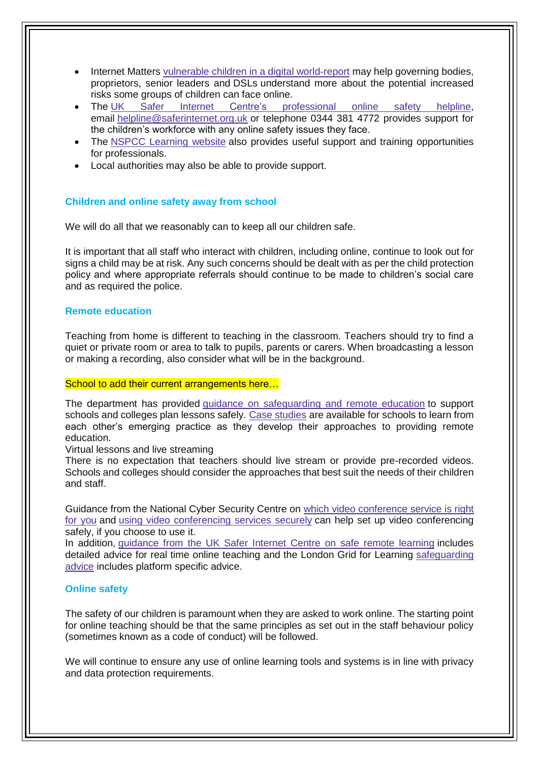- Internet Matters vulnerable children in a digital world-report may help governing bodies, proprietors, senior leaders and DSLs understand more about the potential increased risks some groups of children can face online.
- The UK Safer Internet Centre's professional online safety helpline, email helpline@saferinternet.org.uk or telephone 0344 381 4772 provides support for the children's workforce with any online safety issues they face.
- The NSPCC Learning website also provides useful support and training opportunities for professionals.
- Local authorities may also be able to provide support.

## Children and online safety away from school

We will do all that we reasonably can to keep all our children safe.

It is important that all staff who interact with children, including online, continue to look out for signs a child may be at risk. Any such concerns should be dealt with as per the child protection policy and where appropriate referrals should continue to be made to children's social care and as required the police.

## Remote education

Teaching from home is different to teaching in the classroom. Teachers should try to find a quiet or private room or area to talk to pupils, parents or carers. When broadcasting a lesson or making a recording, also consider what will be in the background.

School to add their current arrangements here…

The department has provided guidance on safeguarding and remote education to support schools and colleges plan lessons safely. Case studies are available for schools to learn from each other's emerging practice as they develop their approaches to providing remote education.

Virtual lessons and live streaming

There is no expectation that teachers should live stream or provide pre-recorded videos. Schools and colleges should consider the approaches that best suit the needs of their children and staff.

Guidance from the National Cyber Security Centre on which video conference service is right for you and using video conferencing services securely can help set up video conferencing safely, if you choose to use it.

In addition, guidance from the UK Safer Internet Centre on safe remote learning includes detailed advice for real time online teaching and the London Grid for Learning safeguarding advice includes platform specific advice.

## Online safety

The safety of our children is paramount when they are asked to work online. The starting point for online teaching should be that the same principles as set out in the staff behaviour policy (sometimes known as a code of conduct) will be followed.

We will continue to ensure any use of online learning tools and systems is in line with privacy and data protection requirements.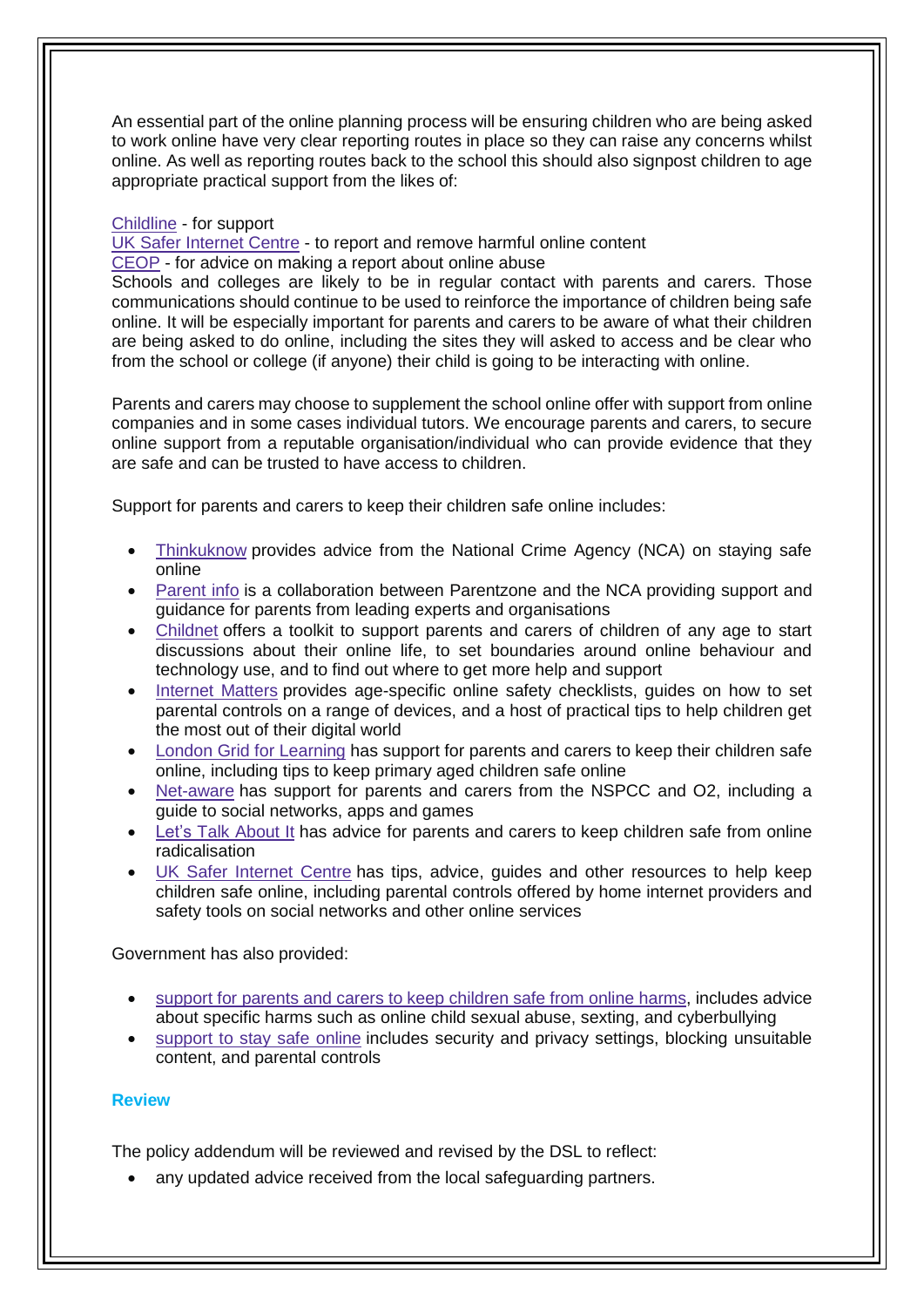An essential part of the online planning process will be ensuring children who are being asked to work online have very clear reporting routes in place so they can raise any concerns whilst online. As well as reporting routes back to the school this should also signpost children to age appropriate practical support from the likes of:

Childline - for support
UK Safer Internet Centre - to report and remove harmful online content
CEOP - for advice on making a report about online abuse
Schools and colleges are likely to be in regular contact with parents and carers. Those communications should continue to be used to reinforce the importance of children being safe online. It will be especially important for parents and carers to be aware of what their children are being asked to do online, including the sites they will asked to access and be clear who from the school or college (if anyone) their child is going to be interacting with online.

Parents and carers may choose to supplement the school online offer with support from online companies and in some cases individual tutors. We encourage parents and carers, to secure online support from a reputable organisation/individual who can provide evidence that they are safe and can be trusted to have access to children.

Support for parents and carers to keep their children safe online includes:

- Thinkuknow provides advice from the National Crime Agency (NCA) on staying safe online
- Parent info is a collaboration between Parentzone and the NCA providing support and guidance for parents from leading experts and organisations
- Childnet offers a toolkit to support parents and carers of children of any age to start discussions about their online life, to set boundaries around online behaviour and technology use, and to find out where to get more help and support
- Internet Matters provides age-specific online safety checklists, guides on how to set parental controls on a range of devices, and a host of practical tips to help children get the most out of their digital world
- London Grid for Learning has support for parents and carers to keep their children safe online, including tips to keep primary aged children safe online
- Net-aware has support for parents and carers from the NSPCC and O2, including a guide to social networks, apps and games
- Let's Talk About It has advice for parents and carers to keep children safe from online radicalisation
- UK Safer Internet Centre has tips, advice, guides and other resources to help keep children safe online, including parental controls offered by home internet providers and safety tools on social networks and other online services

Government has also provided:

- support for parents and carers to keep children safe from online harms, includes advice about specific harms such as online child sexual abuse, sexting, and cyberbullying
- support to stay safe online includes security and privacy settings, blocking unsuitable content, and parental controls

## Review

The policy addendum will be reviewed and revised by the DSL to reflect:

- any updated advice received from the local safeguarding partners.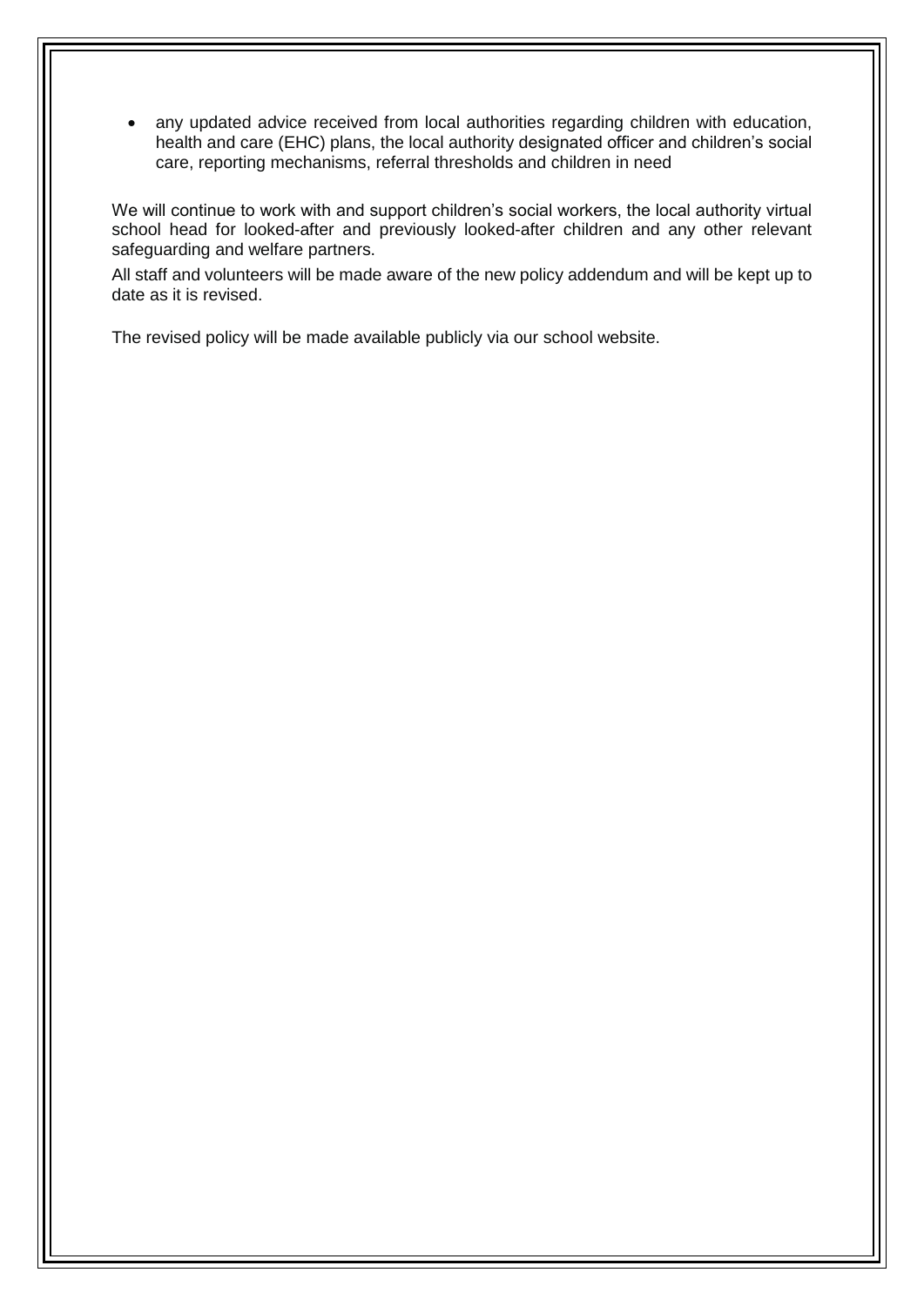- any updated advice received from local authorities regarding children with education, health and care (EHC) plans, the local authority designated officer and children's social care, reporting mechanisms, referral thresholds and children in need

We will continue to work with and support children's social workers, the local authority virtual school head for looked-after and previously looked-after children and any other relevant safeguarding and welfare partners.

All staff and volunteers will be made aware of the new policy addendum and will be kept up to date as it is revised.

The revised policy will be made available publicly via our school website.